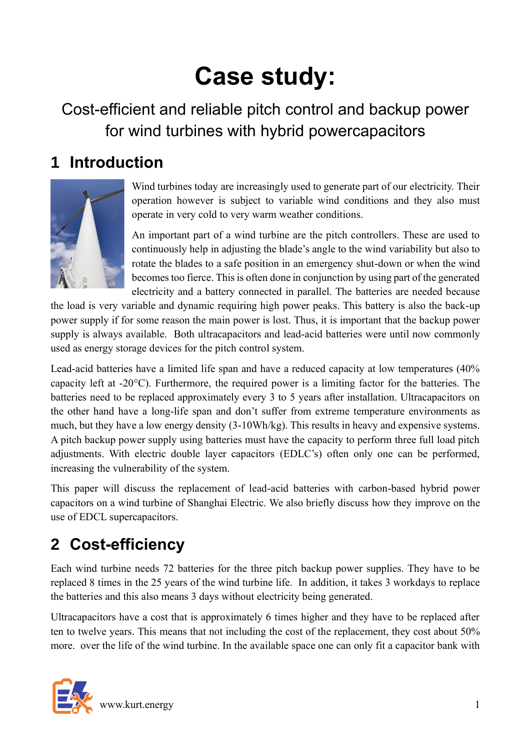# Case study:

## Cost-efficient and reliable pitch control and backup power for wind turbines with hybrid powercapacitors

## 1 Introduction

Wind turbines today are increasingly used to generate part of our electricity. Their operation however is subject to variable wind conditions and they also must operate in very cold to very warm weather conditions.

An important part of a wind turbine are the pitch controllers. These are used to continuously help in adjusting the blade's angle to the wind variability but also to rotate the blades to a safe position in an emergency shut-down or when the wind becomes too fierce. This is often done in conjunction by using part of the generated electricity and a battery connected in parallel. The batteries are needed because the load is very variable and dynamic requiring high power peaks. This battery is also the back-up power supply if for some reason the main power is lost. Thus, it is important that the backup power supply is always available. Both ultracapacitors and lead-acid batteries were until now commonly used as energy storage devices for the pitch control system.

Lead-acid batteries have a limited life span and have a reduced capacity at low temperatures (40% capacity left at -20°C). Furthermore, the required power is a limiting factor for the batteries. The batteries need to be replaced approximately every 3 to 5 years after installation. Ultracapacitors on the other hand have a long-life span and don't suffer from extreme temperature environments as much, but they have a low energy density (3-10Wh/kg). This results in heavy and expensive systems. A pitch backup power supply using batteries must have the capacity to perform three full load pitch adjustments. With electric double layer capacitors (EDLC's) often only one can be performed, increasing the vulnerability of the system.

This paper will discuss the replacement of lead-acid batteries with carbon-based hybrid power capacitors on a wind turbine of Shanghai Electric. We also briefly discuss how they improve on the use of EDCL supercapacitors.

## 2 Cost-efficiency

Each wind turbine needs 72 batteries for the three pitch backup power supplies. They have to be replaced 8 times in the 25 years of the wind turbine life. In addition, it takes 3 workdays to replace the batteries and this also means 3 days without electricity being generated.

Ultracapacitors have a cost that is approximately 6 times higher and they have to be replaced after ten to twelve years. This means that not including the cost of the replacement, they cost about 50% more. over the life of the wind turbine. In the available space one can only fit a capacitor bank with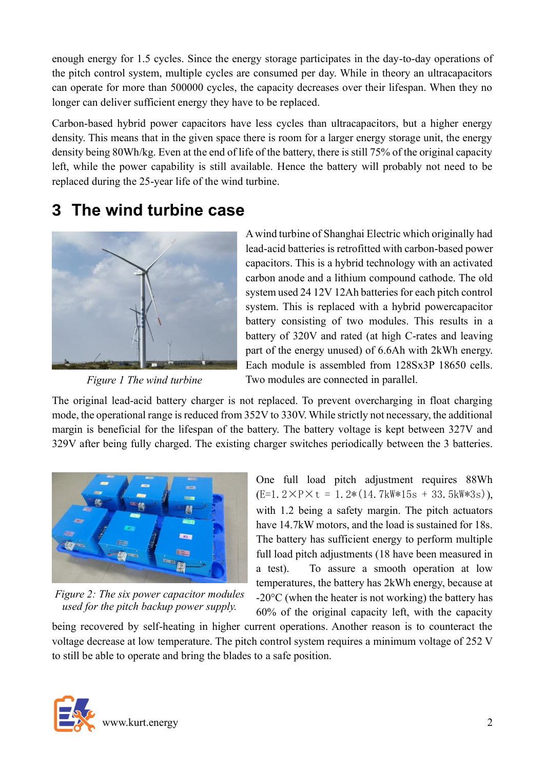enough energy for 1.5 cycles. Since the energy storage participates in the day-to-day operations of the pitch control system, multiple cycles are consumed per day. While in theory an ultracapacitors can operate for more than 500000 cycles, the capacity decreases over their lifespan. When they no longer can deliver sufficient energy they have to be replaced.

Carbon-based hybrid power capacitors have less cycles than ultracapacitors, but a higher energy density. This means that in the given space there is room for a larger energy storage unit, the energy density being 80Wh/kg. Even at the end of life of the battery, there is still 75% of the original capacity left, while the power capability is still available. Hence the battery will probably not need to be replaced during the 25-year life of the wind turbine.

# 3 The wind turbine case

*Figure 1 The wind turbine*

A wind turbine of Shanghai Electric which originally had lead-acid batteries is retrofitted with carbon-based power capacitors. This is a hybrid technology with an activated carbon anode and a lithium compound cathode. The old system used 24 12V 12Ah batteries for each pitch control system. This is replaced with a hybrid powercapacitor battery consisting of two modules. This results in a battery of 320V and rated (at high C-rates and leaving part of the energy unused) of 6.6Ah with 2kWh energy. Each module is assembled from 128Sx3P 18650 cells. Two modules are connected in parallel.

The original lead-acid battery charger is not replaced. To prevent overcharging in float charging mode, the operational range is reduced from 352V to 330V. While strictly not necessary, the additional margin is beneficial for the lifespan of the battery. The battery voltage is kept between 327V and 329V after being fully charged. The existing charger switches periodically between the 3 batteries.

*Figure 2: The six power capacitor modules used for the pitch backup power supply.*

One full load pitch adjustment requires 88Wh ($E = 1.2 \times P \times t = 1.2 * (14.7kW * 15s + 33.5kW * 3s)$), with 1.2 being a safety margin. The pitch actuators have 14.7kW motors, and the load is sustained for 18s. The battery has sufficient energy to perform multiple full load pitch adjustments (18 have been measured in a test). To assure a smooth operation at low temperatures, the battery has 2kWh energy, because at -20°C (when the heater is not working) the battery has 60% of the original capacity left, with the capacity being recovered by self-heating in higher current operations. Another reason is to counteract the voltage decrease at low temperature. The pitch control system requires a minimum voltage of 252 V to still be able to operate and bring the blades to a safe position.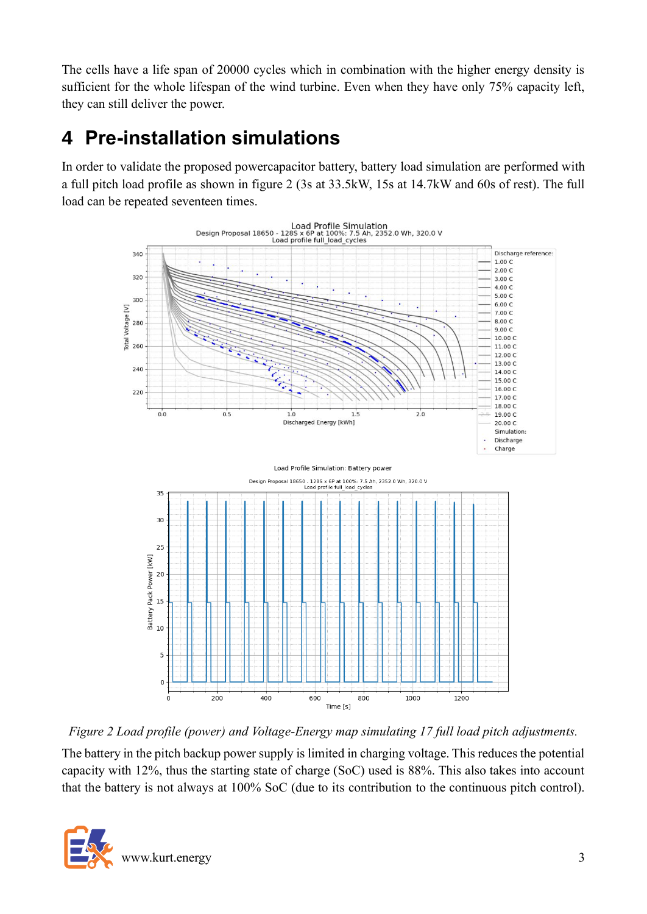The cells have a life span of 20000 cycles which in combination with the higher energy density is sufficient for the whole lifespan of the wind turbine. Even when they have only 75% capacity left, they can still deliver the power.

# 4 Pre-installation simulations

In order to validate the proposed powercapacitor battery, battery load simulation are performed with a full pitch load profile as shown in figure 2 (3s at 33.5kW, 15s at 14.7kW and 60s of rest). The full load can be repeated seventeen times.

*Figure 2 Load profile (power) and Voltage-Energy map simulating 17 full load pitch adjustments.*

The battery in the pitch backup power supply is limited in charging voltage. This reduces the potential capacity with 12%, thus the starting state of charge (SoC) used is 88%. This also takes into account that the battery is not always at 100% SoC (due to its contribution to the continuous pitch control).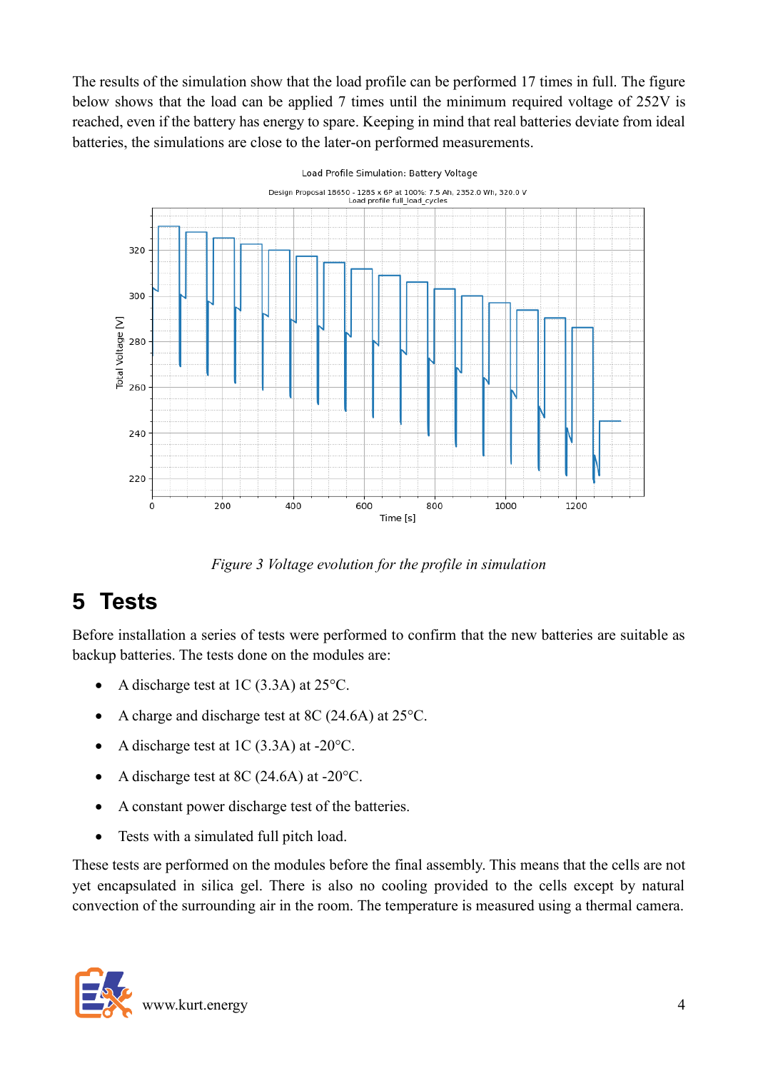The results of the simulation show that the load profile can be performed 17 times in full. The figure below shows that the load can be applied 7 times until the minimum required voltage of 252V is reached, even if the battery has energy to spare. Keeping in mind that real batteries deviate from ideal batteries, the simulations are close to the later-on performed measurements.

*Figure 3 Voltage evolution for the profile in simulation*

# 5 Tests

Before installation a series of tests were performed to confirm that the new batteries are suitable as backup batteries. The tests done on the modules are:

- A discharge test at 1C (3.3A) at 25°C.
- A charge and discharge test at 8C (24.6A) at 25°C.
- A discharge test at 1C (3.3A) at -20°C.
- A discharge test at 8C (24.6A) at -20°C.
- A constant power discharge test of the batteries.
- Tests with a simulated full pitch load.

These tests are performed on the modules before the final assembly. This means that the cells are not yet encapsulated in silica gel. There is also no cooling provided to the cells except by natural convection of the surrounding air in the room. The temperature is measured using a thermal camera.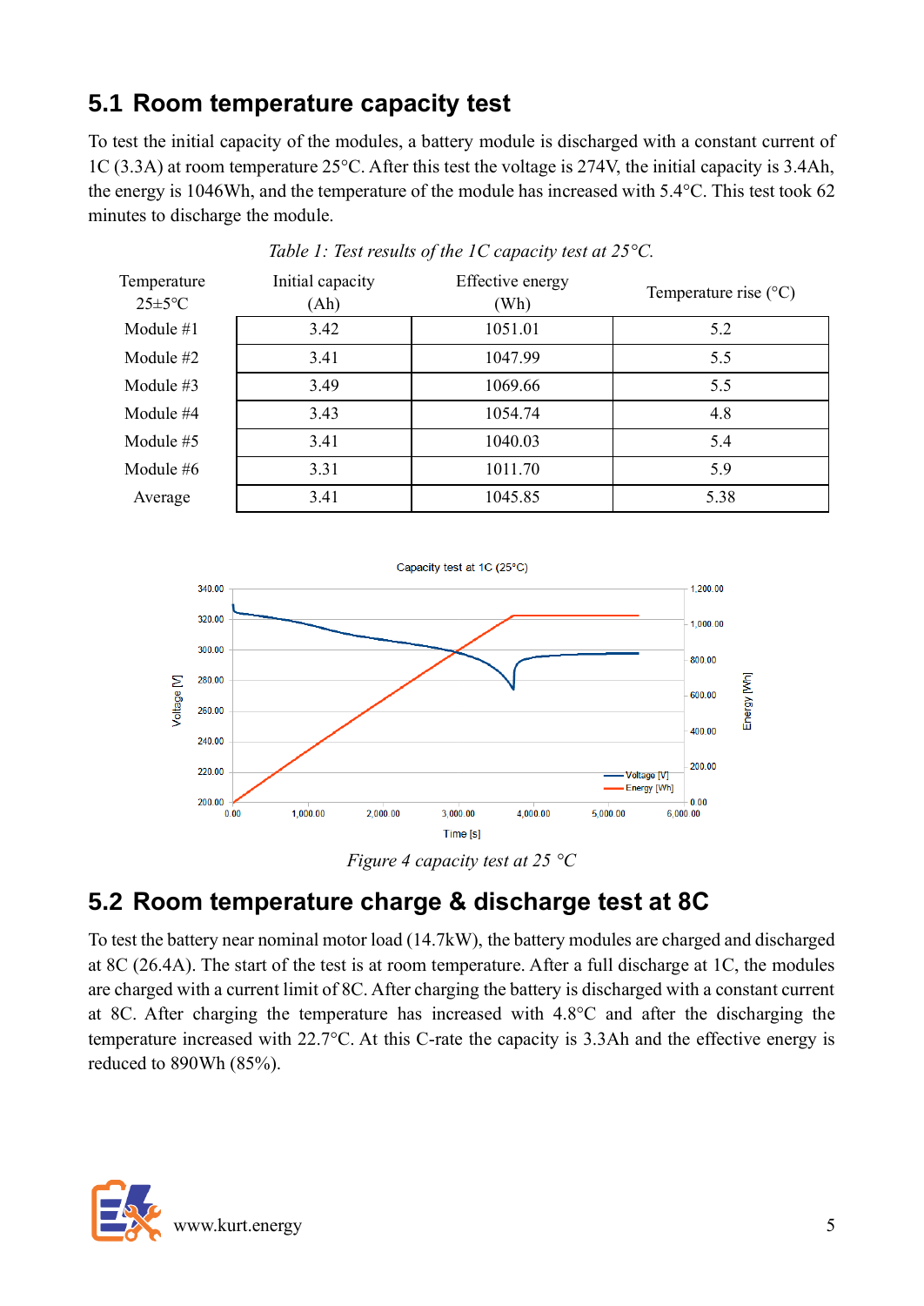## 5.1 Room temperature capacity test

To test the initial capacity of the modules, a battery module is discharged with a constant current of 1C (3.3A) at room temperature 25°C. After this test the voltage is 274V, the initial capacity is 3.4Ah, the energy is 1046Wh, and the temperature of the module has increased with 5.4°C. This test took 62 minutes to discharge the module.

*Table 1: Test results of the 1C capacity test at 25°C.*

| Temperature 25±5°C | Initial capacity (Ah) | Effective energy (Wh) | Temperature rise (°C) |
|---|---|---|---|
| Module #1 | 3.42 | 1051.01 | 5.2 |
| Module #2 | 3.41 | 1047.99 | 5.5 |
| Module #3 | 3.49 | 1069.66 | 5.5 |
| Module #4 | 3.43 | 1054.74 | 4.8 |
| Module #5 | 3.41 | 1040.03 | 5.4 |
| Module #6 | 3.31 | 1011.70 | 5.9 |
| Average | 3.41 | 1045.85 | 5.38 |

*Figure 4 capacity test at 25 °C*

## 5.2 Room temperature charge & discharge test at 8C

To test the battery near nominal motor load (14.7kW), the battery modules are charged and discharged at 8C (26.4A). The start of the test is at room temperature. After a full discharge at 1C, the modules are charged with a current limit of 8C. After charging the battery is discharged with a constant current at 8C. After charging the temperature has increased with 4.8°C and after the discharging the temperature increased with 22.7°C. At this C-rate the capacity is 3.3Ah and the effective energy is reduced to 890Wh (85%).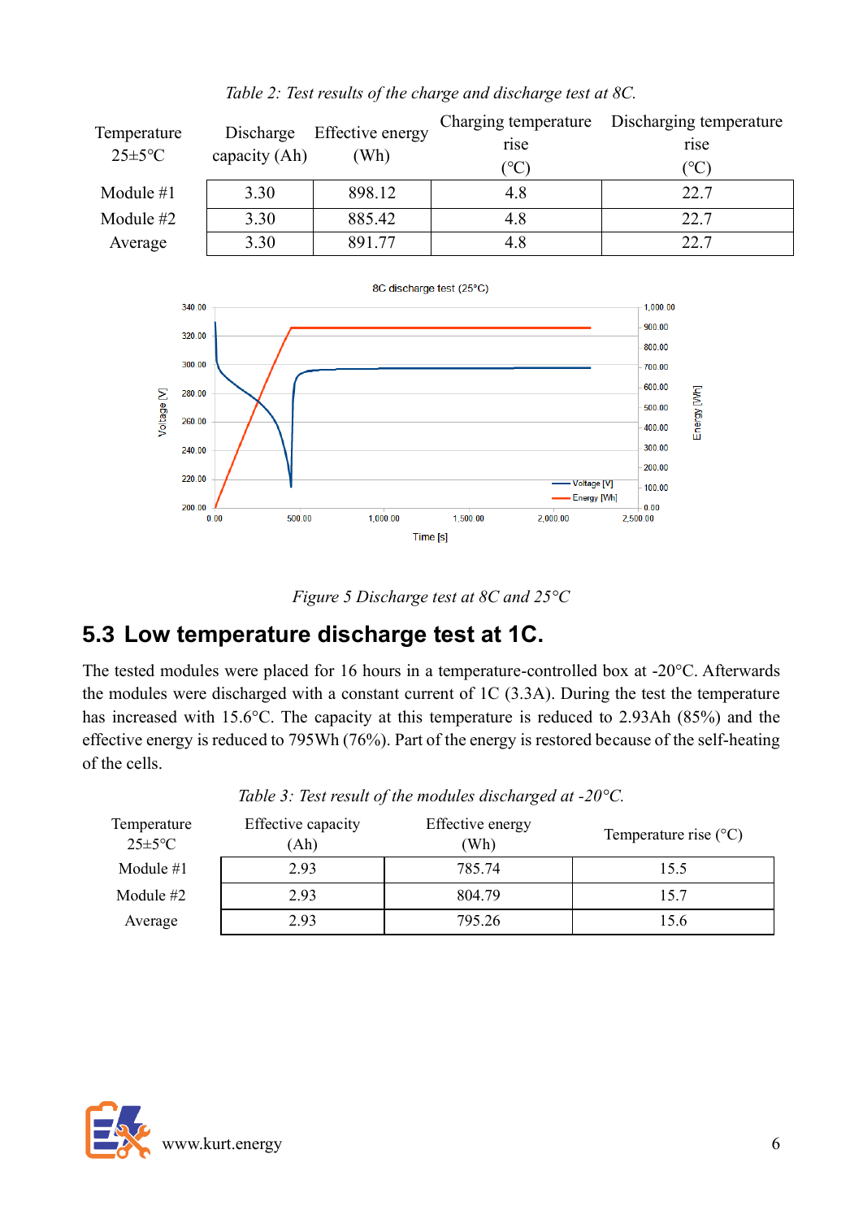*Table 2: Test results of the charge and discharge test at 8C.*

| Temperature 25±5°C | Discharge capacity (Ah) | Effective energy (Wh) | Charging temperature rise (°C) | Discharging temperature rise (°C) |
|---|---|---|---|---|
| Module #1 | 3.30 | 898.12 | 4.8 | 22.7 |
| Module #2 | 3.30 | 885.42 | 4.8 | 22.7 |
| Average | 3.30 | 891.77 | 4.8 | 22.7 |

*Figure 5 Discharge test at 8C and 25°C*

## 5.3 Low temperature discharge test at 1C.

The tested modules were placed for 16 hours in a temperature-controlled box at -20°C. Afterwards the modules were discharged with a constant current of 1C (3.3A). During the test the temperature has increased with 15.6°C. The capacity at this temperature is reduced to 2.93Ah (85%) and the effective energy is reduced to 795Wh (76%). Part of the energy is restored because of the self-heating of the cells.

*Table 3: Test result of the modules discharged at -20°C.*

| Temperature 25±5°C | Effective capacity (Ah) | Effective energy (Wh) | Temperature rise (°C) |
|---|---|---|---|
| Module #1 | 2.93 | 785.74 | 15.5 |
| Module #2 | 2.93 | 804.79 | 15.7 |
| Average | 2.93 | 795.26 | 15.6 |

www.kurt.energy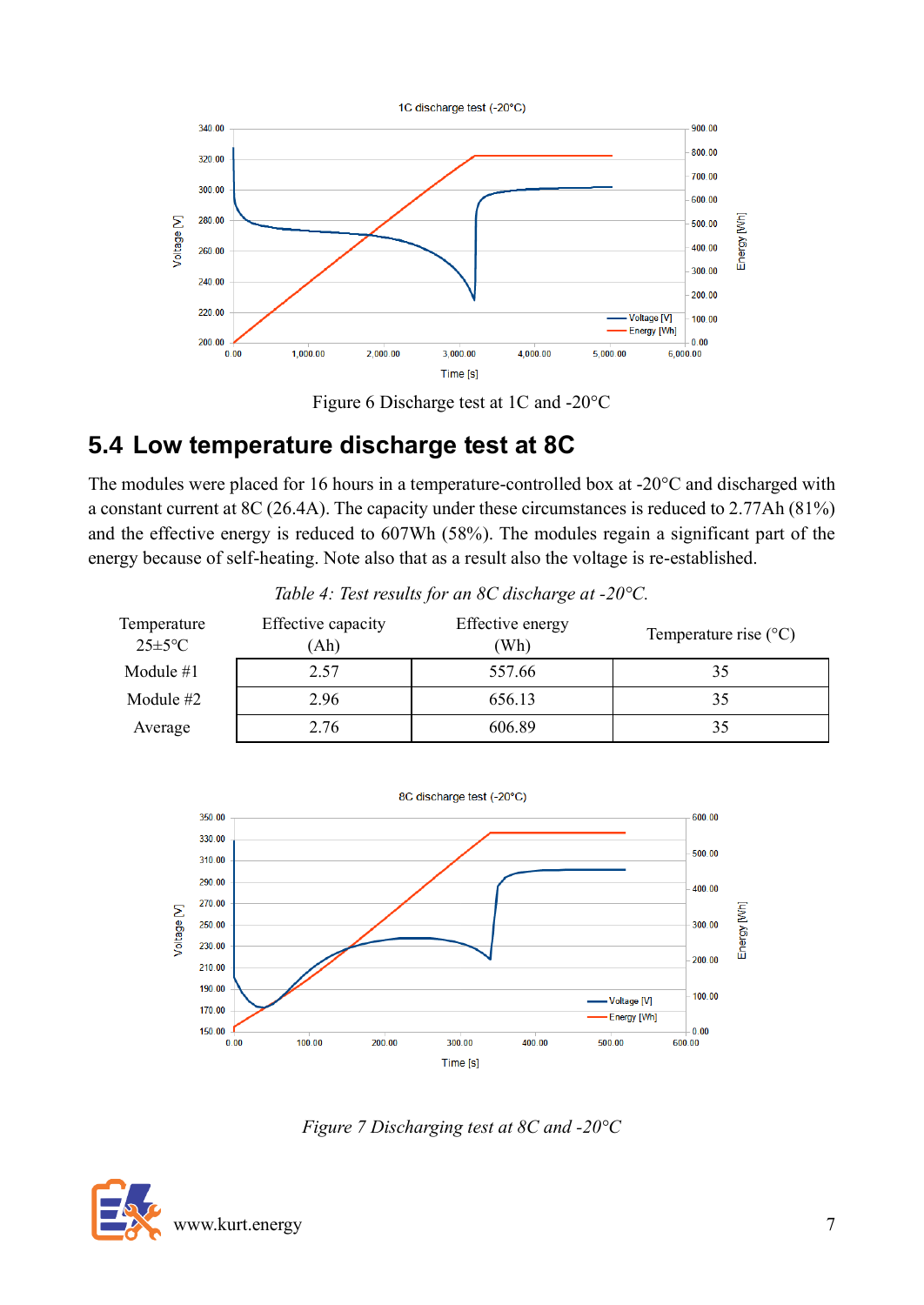Figure 6 Discharge test at 1C and -20°C

## 5.4 Low temperature discharge test at 8C

The modules were placed for 16 hours in a temperature-controlled box at -20°C and discharged with a constant current at 8C (26.4A). The capacity under these circumstances is reduced to 2.77Ah (81%) and the effective energy is reduced to 607Wh (58%). The modules regain a significant part of the energy because of self-heating. Note also that as a result also the voltage is re-established.

*Table 4: Test results for an 8C discharge at -20°C.*

| Temperature 25±5°C | Effective capacity (Ah) | Effective energy (Wh) | Temperature rise (°C) |
|---|---|---|---|
| Module #1 | 2.57 | 557.66 | 35 |
| Module #2 | 2.96 | 656.13 | 35 |
| Average | 2.76 | 606.89 | 35 |

*Figure 7 Discharging test at 8C and -20°C*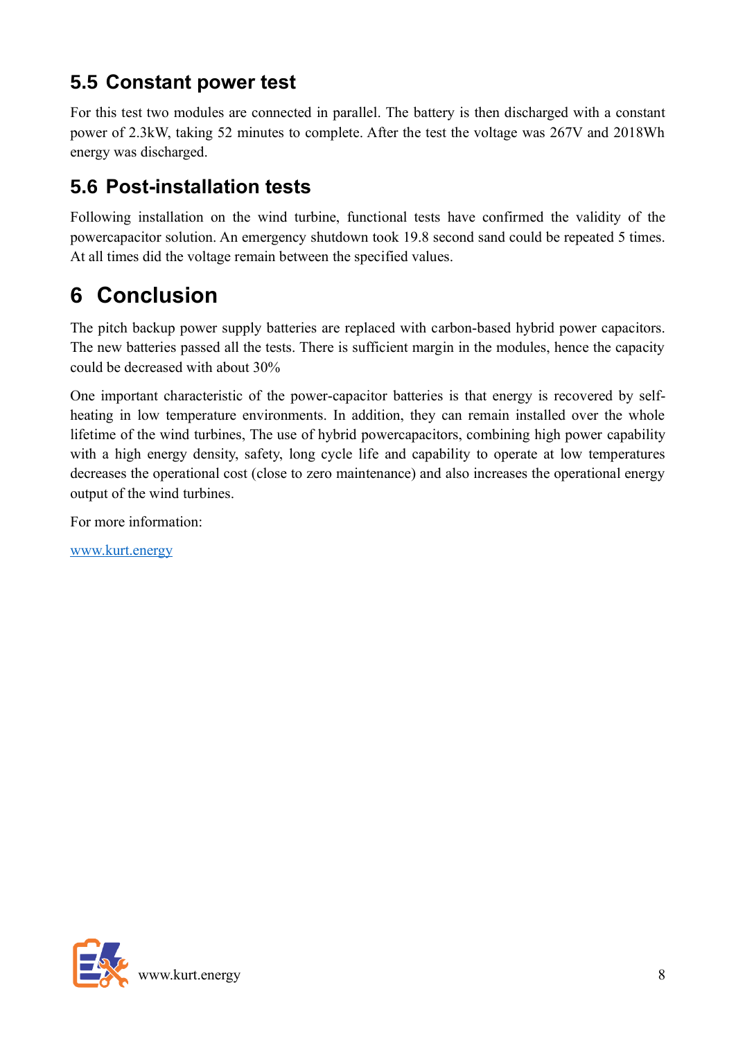## 5.5 Constant power test

For this test two modules are connected in parallel. The battery is then discharged with a constant power of 2.3kW, taking 52 minutes to complete. After the test the voltage was 267V and 2018Wh energy was discharged.

## 5.6 Post-installation tests

Following installation on the wind turbine, functional tests have confirmed the validity of the powercapacitor solution. An emergency shutdown took 19.8 second sand could be repeated 5 times. At all times did the voltage remain between the specified values.

# 6 Conclusion

The pitch backup power supply batteries are replaced with carbon-based hybrid power capacitors. The new batteries passed all the tests. There is sufficient margin in the modules, hence the capacity could be decreased with about 30%

One important characteristic of the power-capacitor batteries is that energy is recovered by self-heating in low temperature environments. In addition, they can remain installed over the whole lifetime of the wind turbines, The use of hybrid powercapacitors, combining high power capability with a high energy density, safety, long cycle life and capability to operate at low temperatures decreases the operational cost (close to zero maintenance) and also increases the operational energy output of the wind turbines.

For more information:

[www.kurt.energy](http://www.kurt.energy)